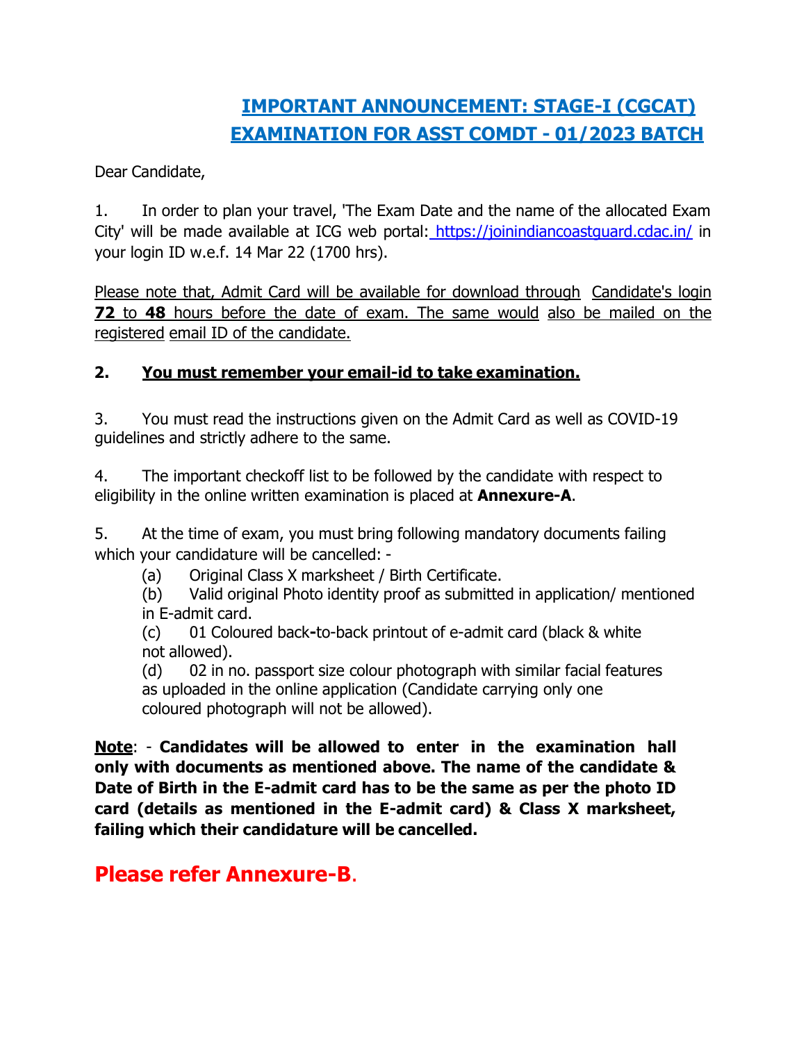# IMPORTANT ANNOUNCEMENT: STAGE-I (CGCAT) EXAMINATION FOR ASST COMDT - 01/2023 BATCH

Dear Candidate,

1. In order to plan your travel, 'The Exam Date and the name of the allocated Exam City' will be made available at ICG web portal: https://joinindiancoastguard.cdac.in/ in your login ID w.e.f. 14 Mar 22 (1700 hrs).

Please note that, Admit Card will be available for download through Candidate's login **72** to **48** hours before the date of exam. The same would also be mailed on the registered email ID of the candidate.

**2. You must remember your email-id to take examination.**

3. You must read the instructions given on the Admit Card as well as COVID-19 guidelines and strictly adhere to the same.

4. The important checkoff list to be followed by the candidate with respect to eligibility in the online written examination is placed at **Annexure-A**.

5. At the time of exam, you must bring following mandatory documents failing which your candidature will be cancelled: -

(a) Original Class X marksheet / Birth Certificate.

(b) Valid original Photo identity proof as submitted in application/ mentioned in E-admit card.

(c) 01 Coloured back-to-back printout of e-admit card (black & white not allowed).

(d) 02 in no. passport size colour photograph with similar facial features as uploaded in the online application (Candidate carrying only one coloured photograph will not be allowed).

**Note**: - **Candidates will be allowed to enter in the examination hall only with documents as mentioned above. The name of the candidate & Date of Birth in the E-admit card has to be the same as per the photo ID card (details as mentioned in the E-admit card) & Class X marksheet, failing which their candidature will be cancelled.**

**Please refer Annexure-B.**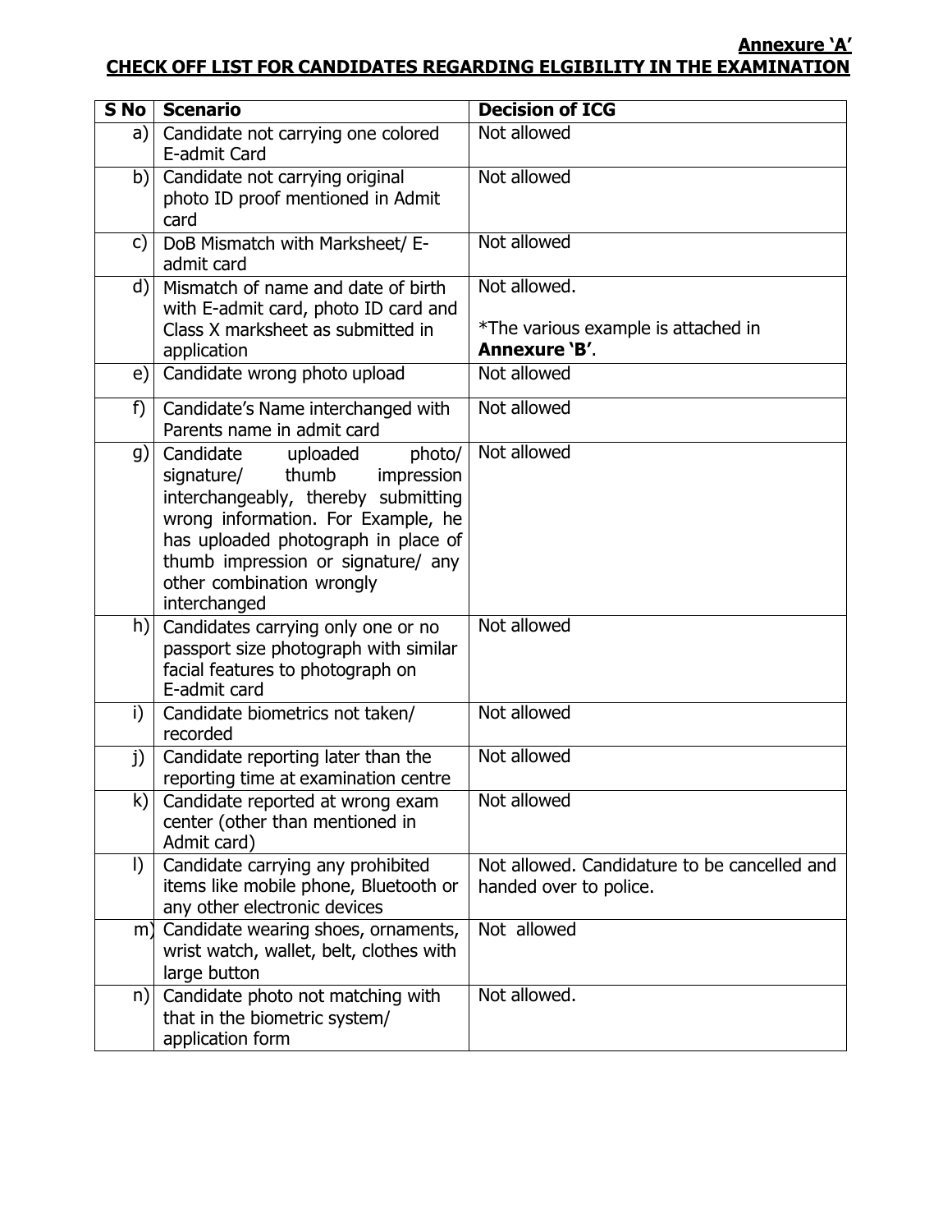**Annexure 'A'**

## CHECK OFF LIST FOR CANDIDATES REGARDING ELGIBILITY IN THE EXAMINATION

| S No | Scenario | Decision of ICG |
|---|---|---|
| a) | Candidate not carrying one colored E-admit Card | Not allowed |
| b) | Candidate not carrying original photo ID proof mentioned in Admit card | Not allowed |
| c) | DoB Mismatch with Marksheet/ E-admit card | Not allowed |
| d) | Mismatch of name and date of birth with E-admit card, photo ID card and Class X marksheet as submitted in application | Not allowed.<br><br>*The various example is attached in **Annexure 'B'**. |
| e) | Candidate wrong photo upload | Not allowed |
| f) | Candidate's Name interchanged with Parents name in admit card | Not allowed |
| g) | Candidate uploaded photo/ signature/ thumb impression interchangeably, thereby submitting wrong information. For Example, he has uploaded photograph in place of thumb impression or signature/ any other combination wrongly interchanged | Not allowed |
| h) | Candidates carrying only one or no passport size photograph with similar facial features to photograph on E-admit card | Not allowed |
| i) | Candidate biometrics not taken/ recorded | Not allowed |
| j) | Candidate reporting later than the reporting time at examination centre | Not allowed |
| k) | Candidate reported at wrong exam center (other than mentioned in Admit card) | Not allowed |
| l) | Candidate carrying any prohibited items like mobile phone, Bluetooth or any other electronic devices | Not allowed. Candidature to be cancelled and handed over to police. |
| m) | Candidate wearing shoes, ornaments, wrist watch, wallet, belt, clothes with large button | Not allowed |
| n) | Candidate photo not matching with that in the biometric system/ application form | Not allowed. |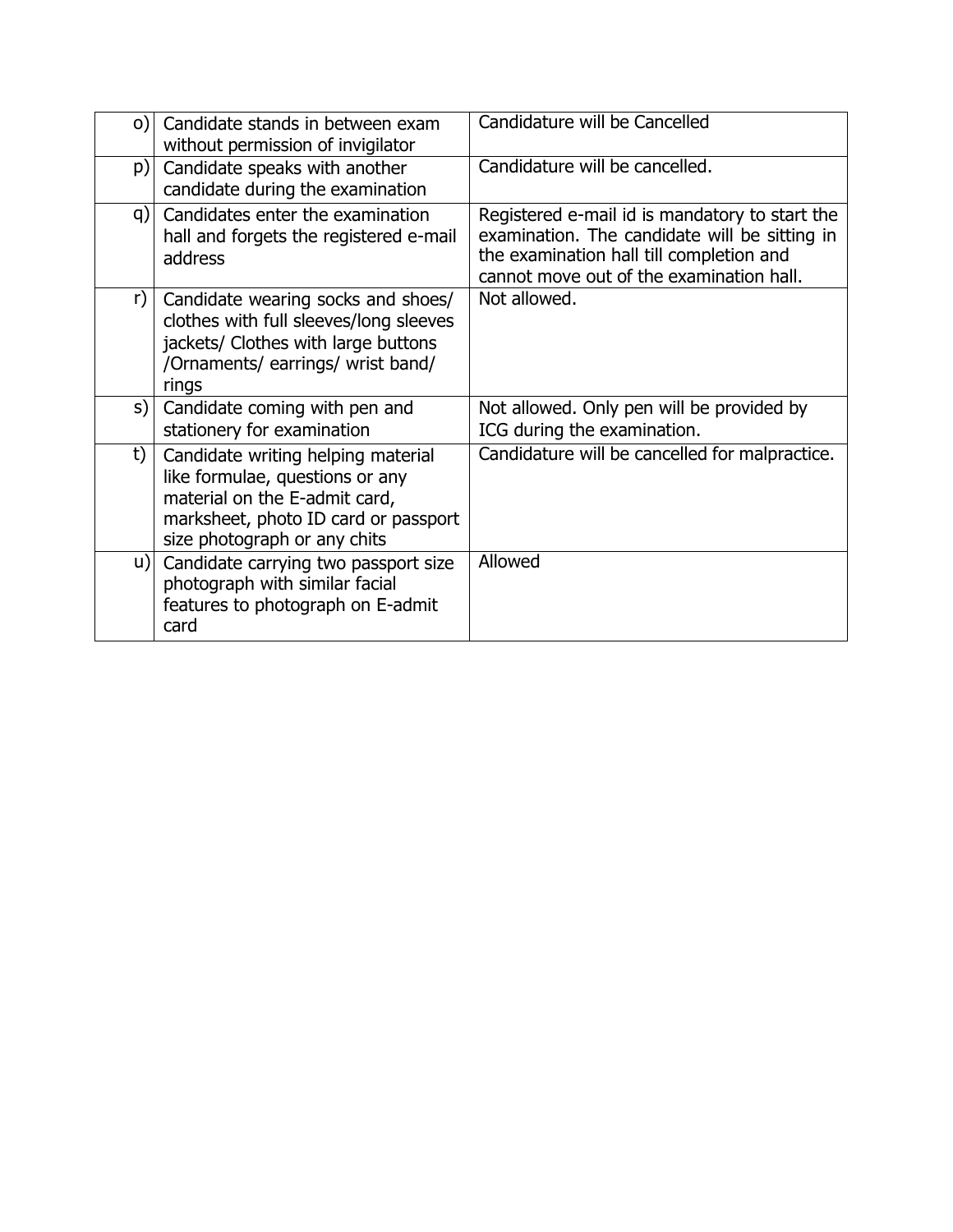| | | |
|---|---|---|
| o) | Candidate stands in between exam without permission of invigilator | Candidature will be Cancelled |
| p) | Candidate speaks with another candidate during the examination | Candidature will be cancelled. |
| q) | Candidates enter the examination hall and forgets the registered e-mail address | Registered e-mail id is mandatory to start the examination. The candidate will be sitting in the examination hall till completion and cannot move out of the examination hall. |
| r) | Candidate wearing socks and shoes/ clothes with full sleeves/long sleeves jackets/ Clothes with large buttons /Ornaments/ earrings/ wrist band/ rings | Not allowed. |
| s) | Candidate coming with pen and stationery for examination | Not allowed. Only pen will be provided by ICG during the examination. |
| t) | Candidate writing helping material like formulae, questions or any material on the E-admit card, marksheet, photo ID card or passport size photograph or any chits | Candidature will be cancelled for malpractice. |
| u) | Candidate carrying two passport size photograph with similar facial features to photograph on E-admit card | Allowed |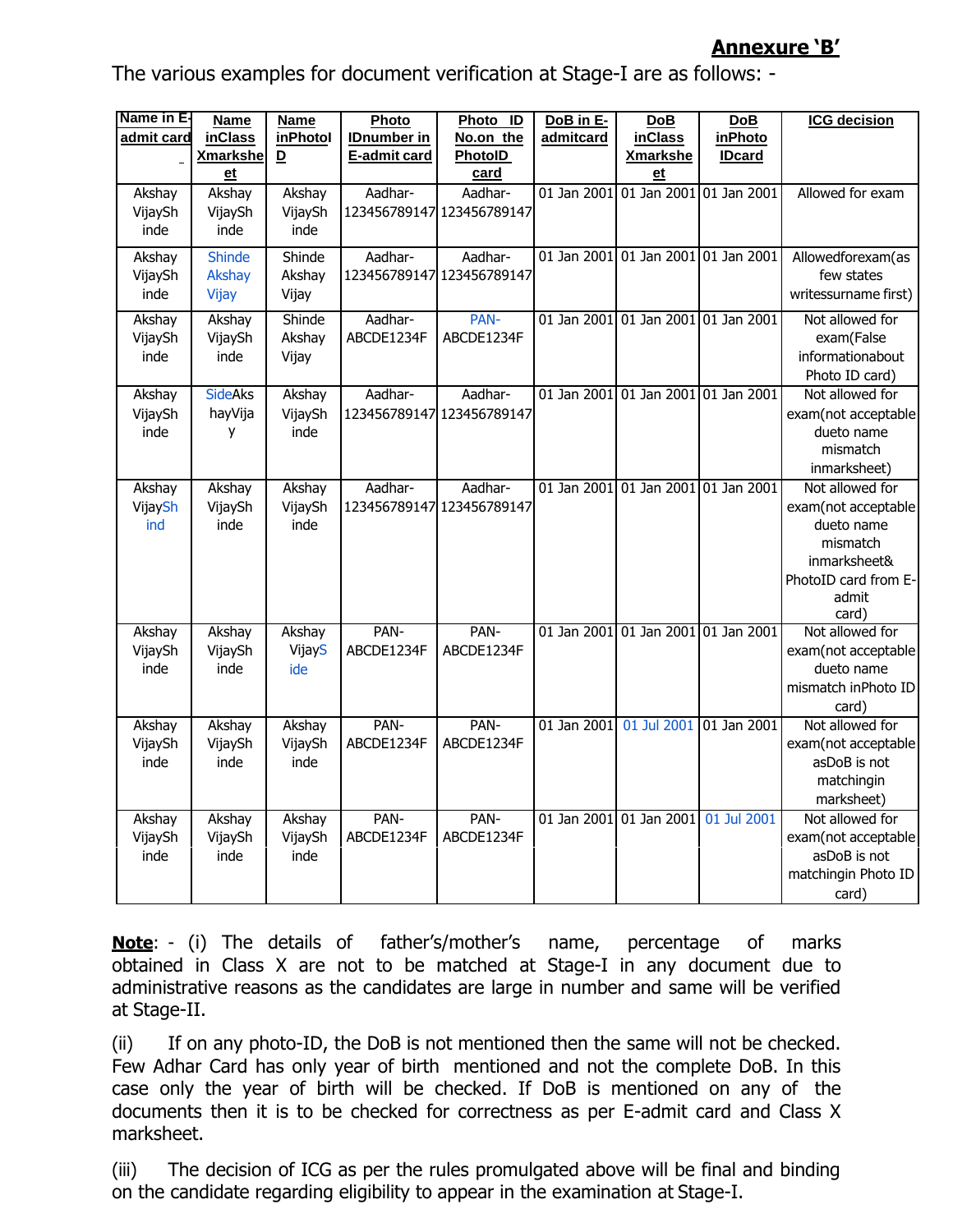**Annexure 'B'**

The various examples for document verification at Stage-I are as follows: -

| Name in E-admit card | Name in Class X marksheet | Name in Photo ID | Photo ID number in E-admit card | Photo ID No. on the Photo ID card | DoB in E-admit card | DoB in Class X marksheet | DoB in Photo ID card | ICG decision |
|---|---|---|---|---|---|---|---|---|
| Akshay VijayShinde | Akshay VijayShinde | Akshay VijayShinde | Aadhar-123456789147 | Aadhar-123456789147 | 01 Jan 2001 | 01 Jan 2001 | 01 Jan 2001 | Allowed for exam |
| Akshay VijayShinde | Shinde Akshay Vijay | Shinde Akshay Vijay | Aadhar-123456789147 | Aadhar-123456789147 | 01 Jan 2001 | 01 Jan 2001 | 01 Jan 2001 | Allowedforexam(as few states writessurname first) |
| Akshay VijayShinde | Akshay VijayShinde | Shinde Akshay Vijay | Aadhar-ABCDE1234F | PAN-ABCDE1234F | 01 Jan 2001 | 01 Jan 2001 | 01 Jan 2001 | Not allowed for exam(False informationabout Photo ID card) |
| Akshay VijayShinde | SideAkshayVijay | Akshay VijayShinde | Aadhar-123456789147 | Aadhar-123456789147 | 01 Jan 2001 | 01 Jan 2001 | 01 Jan 2001 | Not allowed for exam(not acceptable dueto name mismatch inmarksheet) |
| Akshay VijayShind | Akshay VijayShinde | Akshay VijayShinde | Aadhar-123456789147 | Aadhar-123456789147 | 01 Jan 2001 | 01 Jan 2001 | 01 Jan 2001 | Not allowed for exam(not acceptable dueto name mismatch inmarksheet& PhotoID card from E-admit card) |
| Akshay VijayShinde | Akshay VijayShinde | Akshay VijaySide | PAN-ABCDE1234F | PAN-ABCDE1234F | 01 Jan 2001 | 01 Jan 2001 | 01 Jan 2001 | Not allowed for exam(not acceptable dueto name mismatch inPhoto ID card) |
| Akshay VijayShinde | Akshay VijayShinde | Akshay VijayShinde | PAN-ABCDE1234F | PAN-ABCDE1234F | 01 Jan 2001 | 01 Jul 2001 | 01 Jan 2001 | Not allowed for exam(not acceptable asDoB is not matchingin marksheet) |
| Akshay VijayShinde | Akshay VijayShinde | Akshay VijayShinde | PAN-ABCDE1234F | PAN-ABCDE1234F | 01 Jan 2001 | 01 Jan 2001 | 01 Jul 2001 | Not allowed for exam(not acceptable asDoB is not matchingin Photo ID card) |

**Note**: - (i) The details of father's/mother's name, percentage of marks obtained in Class X are not to be matched at Stage-I in any document due to administrative reasons as the candidates are large in number and same will be verified at Stage-II.

(ii) If on any photo-ID, the DoB is not mentioned then the same will not be checked. Few Adhar Card has only year of birth mentioned and not the complete DoB. In this case only the year of birth will be checked. If DoB is mentioned on any of the documents then it is to be checked for correctness as per E-admit card and Class X marksheet.

(iii) The decision of ICG as per the rules promulgated above will be final and binding on the candidate regarding eligibility to appear in the examination at Stage-I.